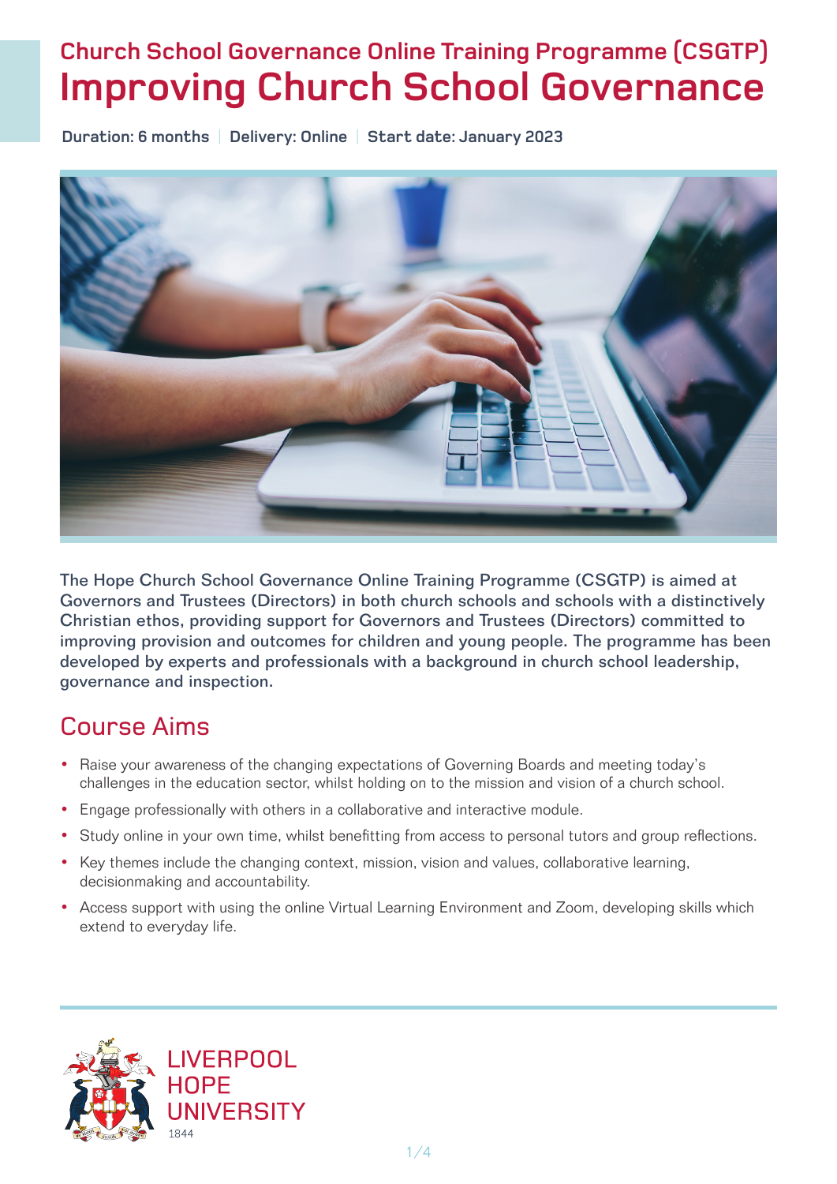## Church School Governance Online Training Programme (CSGTP)

# Improving Church School Governance

**Duration: 6 months** | **Delivery: Online** | **Start date: January 2023**

The Hope Church School Governance Online Training Programme (CSGTP) is aimed at Governors and Trustees (Directors) in both church schools and schools with a distinctively Christian ethos, providing support for Governors and Trustees (Directors) committed to improving provision and outcomes for children and young people. The programme has been developed by experts and professionals with a background in church school leadership, governance and inspection.

## Course Aims

- Raise your awareness of the changing expectations of Governing Boards and meeting today's challenges in the education sector, whilst holding on to the mission and vision of a church school.
- Engage professionally with others in a collaborative and interactive module.
- Study online in your own time, whilst benefitting from access to personal tutors and group reflections.
- Key themes include the changing context, mission, vision and values, collaborative learning, decisionmaking and accountability.
- Access support with using the online Virtual Learning Environment and Zoom, developing skills which extend to everyday life.

LIVERPOOL HOPE UNIVERSITY 1844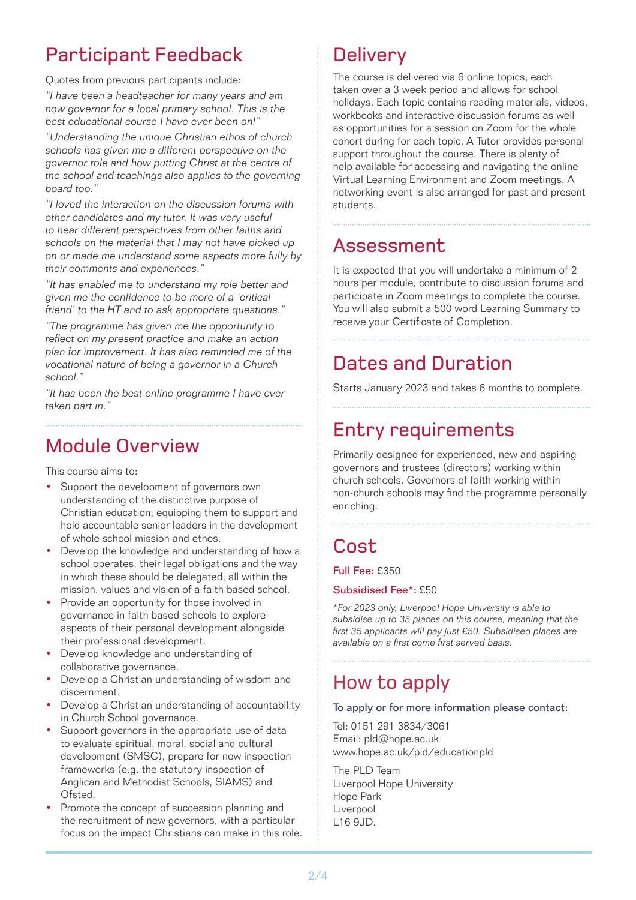## Participant Feedback

Quotes from previous participants include:

*"I have been a headteacher for many years and am now governor for a local primary school. This is the best educational course I have ever been on!"*

*"Understanding the unique Christian ethos of church schools has given me a different perspective on the governor role and how putting Christ at the centre of the school and teachings also applies to the governing board too."*

*"I loved the interaction on the discussion forums with other candidates and my tutor. It was very useful to hear different perspectives from other faiths and schools on the material that I may not have picked up on or made me understand some aspects more fully by their comments and experiences."*

*"It has enabled me to understand my role better and given me the confidence to be more of a 'critical friend' to the HT and to ask appropriate questions."*

*"The programme has given me the opportunity to reflect on my present practice and make an action plan for improvement. It has also reminded me of the vocational nature of being a governor in a Church school."*

*"It has been the best online programme I have ever taken part in."*

## Module Overview

This course aims to:

- Support the development of governors own understanding of the distinctive purpose of Christian education; equipping them to support and hold accountable senior leaders in the development of whole school mission and ethos.
- Develop the knowledge and understanding of how a school operates, their legal obligations and the way in which these should be delegated, all within the mission, values and vision of a faith based school.
- Provide an opportunity for those involved in governance in faith based schools to explore aspects of their personal development alongside their professional development.
- Develop knowledge and understanding of collaborative governance.
- Develop a Christian understanding of wisdom and discernment.
- Develop a Christian understanding of accountability in Church School governance.
- Support governors in the appropriate use of data to evaluate spiritual, moral, social and cultural development (SMSC), prepare for new inspection frameworks (e.g. the statutory inspection of Anglican and Methodist Schools, SIAMS) and Ofsted.
- Promote the concept of succession planning and the recruitment of new governors, with a particular focus on the impact Christians can make in this role.

## Delivery

The course is delivered via 6 online topics, each taken over a 3 week period and allows for school holidays. Each topic contains reading materials, videos, workbooks and interactive discussion forums as well as opportunities for a session on Zoom for the whole cohort during for each topic. A Tutor provides personal support throughout the course. There is plenty of help available for accessing and navigating the online Virtual Learning Environment and Zoom meetings. A networking event is also arranged for past and present students.

## Assessment

It is expected that you will undertake a minimum of 2 hours per module, contribute to discussion forums and participate in Zoom meetings to complete the course. You will also submit a 500 word Learning Summary to receive your Certificate of Completion.

## Dates and Duration

Starts January 2023 and takes 6 months to complete.

## Entry requirements

Primarily designed for experienced, new and aspiring governors and trustees (directors) working within church schools. Governors of faith working within non-church schools may find the programme personally enriching.

## Cost

**Full Fee:** £350

**Subsidised Fee*:** £50

*\*For 2023 only, Liverpool Hope University is able to subsidise up to 35 places on this course, meaning that the first 35 applicants will pay just £50. Subsidised places are available on a first come first served basis.*

## How to apply

To apply or for more information please contact:

Tel: 0151 291 3834/3061
Email: pld@hope.ac.uk
www.hope.ac.uk/pld/educationpld

The PLD Team
Liverpool Hope University
Hope Park
Liverpool
L16 9JD.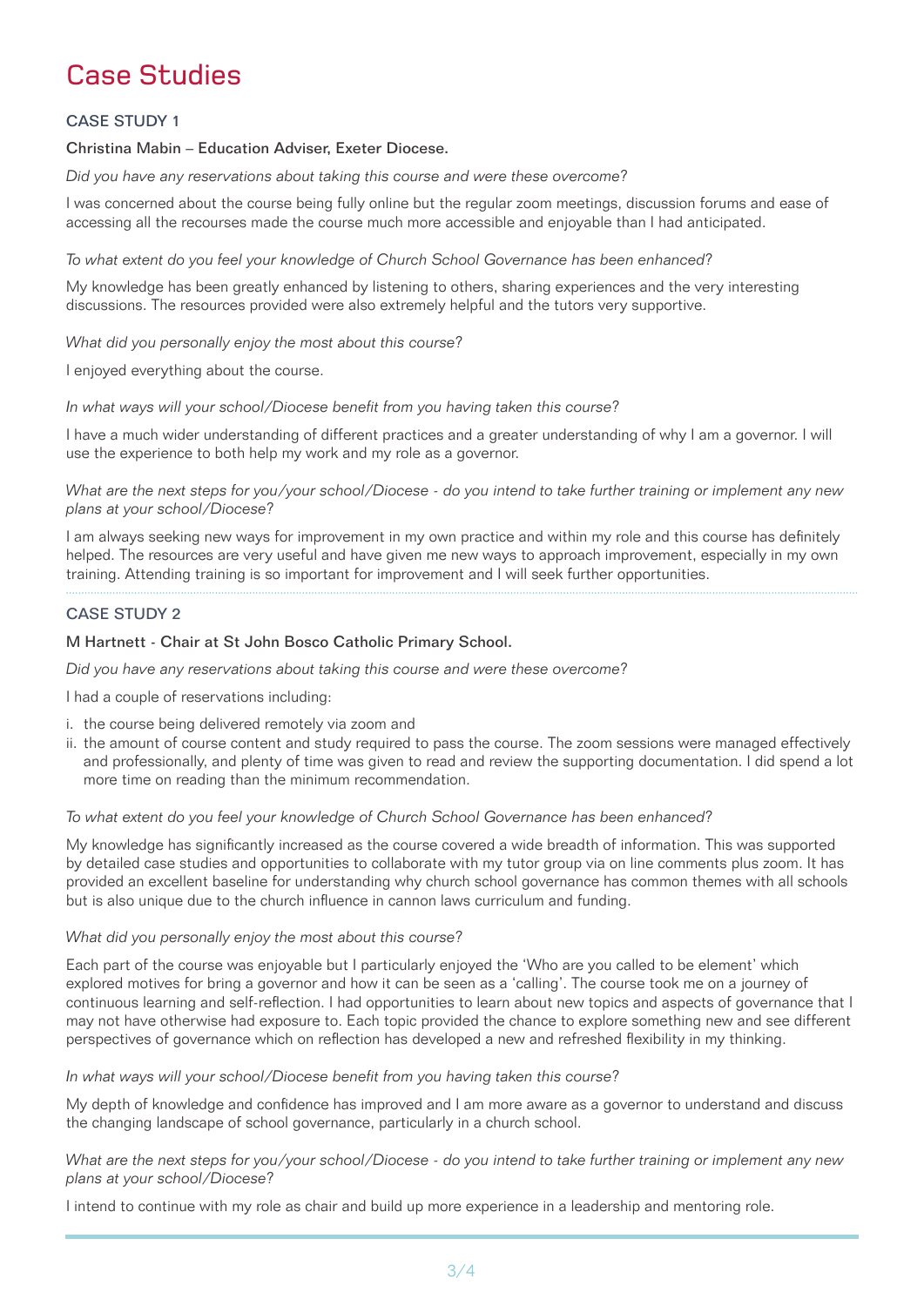# Case Studies

## CASE STUDY 1

### Christina Mabin – Education Adviser, Exeter Diocese.

*Did you have any reservations about taking this course and were these overcome?*

I was concerned about the course being fully online but the regular zoom meetings, discussion forums and ease of accessing all the recourses made the course much more accessible and enjoyable than I had anticipated.

*To what extent do you feel your knowledge of Church School Governance has been enhanced?*

My knowledge has been greatly enhanced by listening to others, sharing experiences and the very interesting discussions. The resources provided were also extremely helpful and the tutors very supportive.

*What did you personally enjoy the most about this course?*

I enjoyed everything about the course.

*In what ways will your school/Diocese benefit from you having taken this course?*

I have a much wider understanding of different practices and a greater understanding of why I am a governor. I will use the experience to both help my work and my role as a governor.

*What are the next steps for you/your school/Diocese - do you intend to take further training or implement any new plans at your school/Diocese?*

I am always seeking new ways for improvement in my own practice and within my role and this course has definitely helped. The resources are very useful and have given me new ways to approach improvement, especially in my own training. Attending training is so important for improvement and I will seek further opportunities.

## CASE STUDY 2

### M Hartnett - Chair at St John Bosco Catholic Primary School.

*Did you have any reservations about taking this course and were these overcome?*

I had a couple of reservations including:

i. the course being delivered remotely via zoom and
ii. the amount of course content and study required to pass the course. The zoom sessions were managed effectively and professionally, and plenty of time was given to read and review the supporting documentation. I did spend a lot more time on reading than the minimum recommendation.

*To what extent do you feel your knowledge of Church School Governance has been enhanced?*

My knowledge has significantly increased as the course covered a wide breadth of information. This was supported by detailed case studies and opportunities to collaborate with my tutor group via on line comments plus zoom. It has provided an excellent baseline for understanding why church school governance has common themes with all schools but is also unique due to the church influence in cannon laws curriculum and funding.

*What did you personally enjoy the most about this course?*

Each part of the course was enjoyable but I particularly enjoyed the 'Who are you called to be element' which explored motives for bring a governor and how it can be seen as a 'calling'. The course took me on a journey of continuous learning and self-reflection. I had opportunities to learn about new topics and aspects of governance that I may not have otherwise had exposure to. Each topic provided the chance to explore something new and see different perspectives of governance which on reflection has developed a new and refreshed flexibility in my thinking.

*In what ways will your school/Diocese benefit from you having taken this course?*

My depth of knowledge and confidence has improved and I am more aware as a governor to understand and discuss the changing landscape of school governance, particularly in a church school.

*What are the next steps for you/your school/Diocese - do you intend to take further training or implement any new plans at your school/Diocese?*

I intend to continue with my role as chair and build up more experience in a leadership and mentoring role.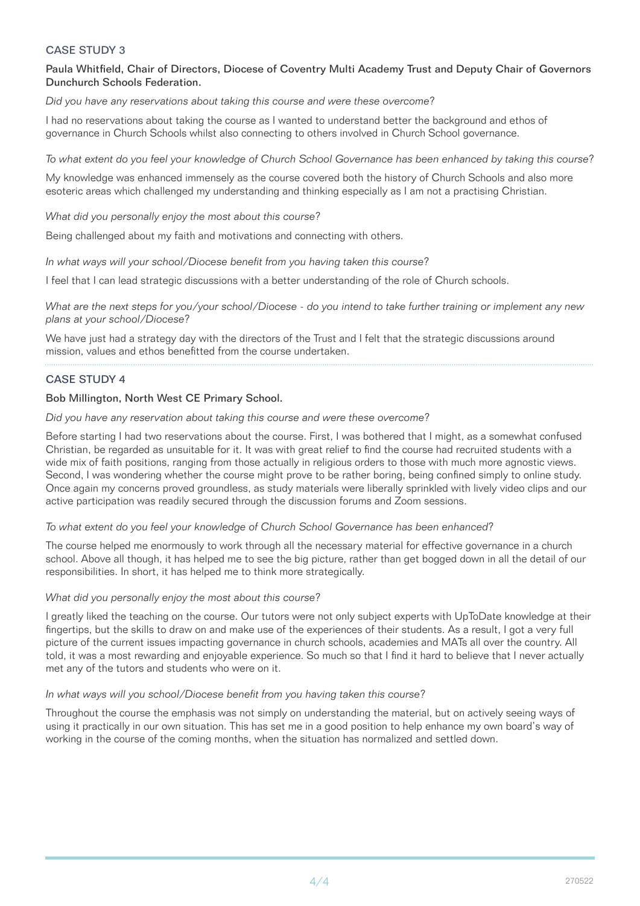## CASE STUDY 3

Paula Whitfield, Chair of Directors, Diocese of Coventry Multi Academy Trust and Deputy Chair of Governors Dunchurch Schools Federation.

*Did you have any reservations about taking this course and were these overcome?*

I had no reservations about taking the course as I wanted to understand better the background and ethos of governance in Church Schools whilst also connecting to others involved in Church School governance.

*To what extent do you feel your knowledge of Church School Governance has been enhanced by taking this course?*

My knowledge was enhanced immensely as the course covered both the history of Church Schools and also more esoteric areas which challenged my understanding and thinking especially as I am not a practising Christian.

*What did you personally enjoy the most about this course?*

Being challenged about my faith and motivations and connecting with others.

*In what ways will your school/Diocese benefit from you having taken this course?*

I feel that I can lead strategic discussions with a better understanding of the role of Church schools.

*What are the next steps for you/your school/Diocese - do you intend to take further training or implement any new plans at your school/Diocese?*

We have just had a strategy day with the directors of the Trust and I felt that the strategic discussions around mission, values and ethos benefitted from the course undertaken.

## CASE STUDY 4

Bob Millington, North West CE Primary School.

*Did you have any reservation about taking this course and were these overcome?*

Before starting I had two reservations about the course. First, I was bothered that I might, as a somewhat confused Christian, be regarded as unsuitable for it. It was with great relief to find the course had recruited students with a wide mix of faith positions, ranging from those actually in religious orders to those with much more agnostic views. Second, I was wondering whether the course might prove to be rather boring, being confined simply to online study. Once again my concerns proved groundless, as study materials were liberally sprinkled with lively video clips and our active participation was readily secured through the discussion forums and Zoom sessions.

*To what extent do you feel your knowledge of Church School Governance has been enhanced?*

The course helped me enormously to work through all the necessary material for effective governance in a church school. Above all though, it has helped me to see the big picture, rather than get bogged down in all the detail of our responsibilities. In short, it has helped me to think more strategically.

*What did you personally enjoy the most about this course?*

I greatly liked the teaching on the course. Our tutors were not only subject experts with UpToDate knowledge at their fingertips, but the skills to draw on and make use of the experiences of their students. As a result, I got a very full picture of the current issues impacting governance in church schools, academies and MATs all over the country. All told, it was a most rewarding and enjoyable experience. So much so that I find it hard to believe that I never actually met any of the tutors and students who were on it.

*In what ways will you school/Diocese benefit from you having taken this course?*

Throughout the course the emphasis was not simply on understanding the material, but on actively seeing ways of using it practically in our own situation. This has set me in a good position to help enhance my own board's way of working in the course of the coming months, when the situation has normalized and settled down.